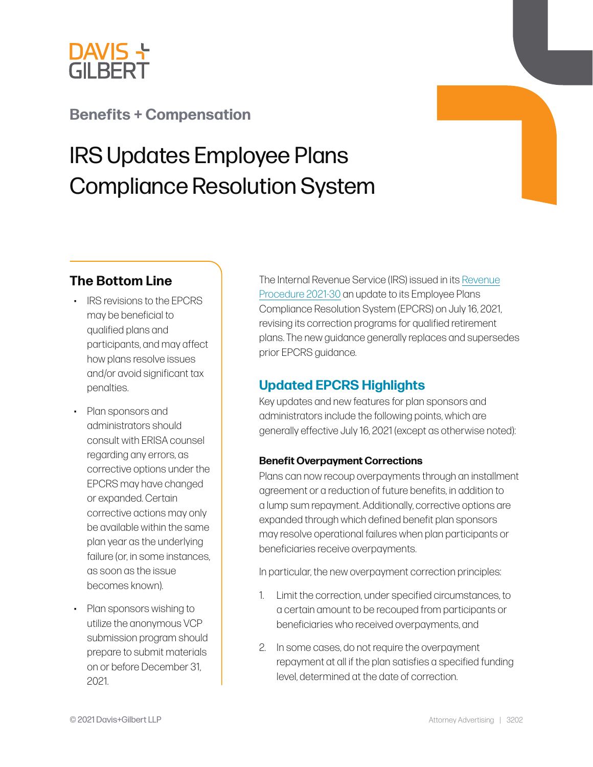DAVIS + GILBERT

**Benefits + Compensation**

# IRS Updates Employee Plans Compliance Resolution System

## The Bottom Line

- IRS revisions to the EPCRS may be beneficial to qualified plans and participants, and may affect how plans resolve issues and/or avoid significant tax penalties.
- Plan sponsors and administrators should consult with ERISA counsel regarding any errors, as corrective options under the EPCRS may have changed or expanded. Certain corrective actions may only be available within the same plan year as the underlying failure (or, in some instances, as soon as the issue becomes known).
- Plan sponsors wishing to utilize the anonymous VCP submission program should prepare to submit materials on or before December 31, 2021.

The Internal Revenue Service (IRS) issued in its Revenue Procedure 2021-30 an update to its Employee Plans Compliance Resolution System (EPCRS) on July 16, 2021, revising its correction programs for qualified retirement plans. The new guidance generally replaces and supersedes prior EPCRS guidance.

## Updated EPCRS Highlights

Key updates and new features for plan sponsors and administrators include the following points, which are generally effective July 16, 2021 (except as otherwise noted):

#### Benefit Overpayment Corrections

Plans can now recoup overpayments through an installment agreement or a reduction of future benefits, in addition to a lump sum repayment. Additionally, corrective options are expanded through which defined benefit plan sponsors may resolve operational failures when plan participants or beneficiaries receive overpayments.

In particular, the new overpayment correction principles:

1. Limit the correction, under specified circumstances, to a certain amount to be recouped from participants or beneficiaries who received overpayments, and
2. In some cases, do not require the overpayment repayment at all if the plan satisfies a specified funding level, determined at the date of correction.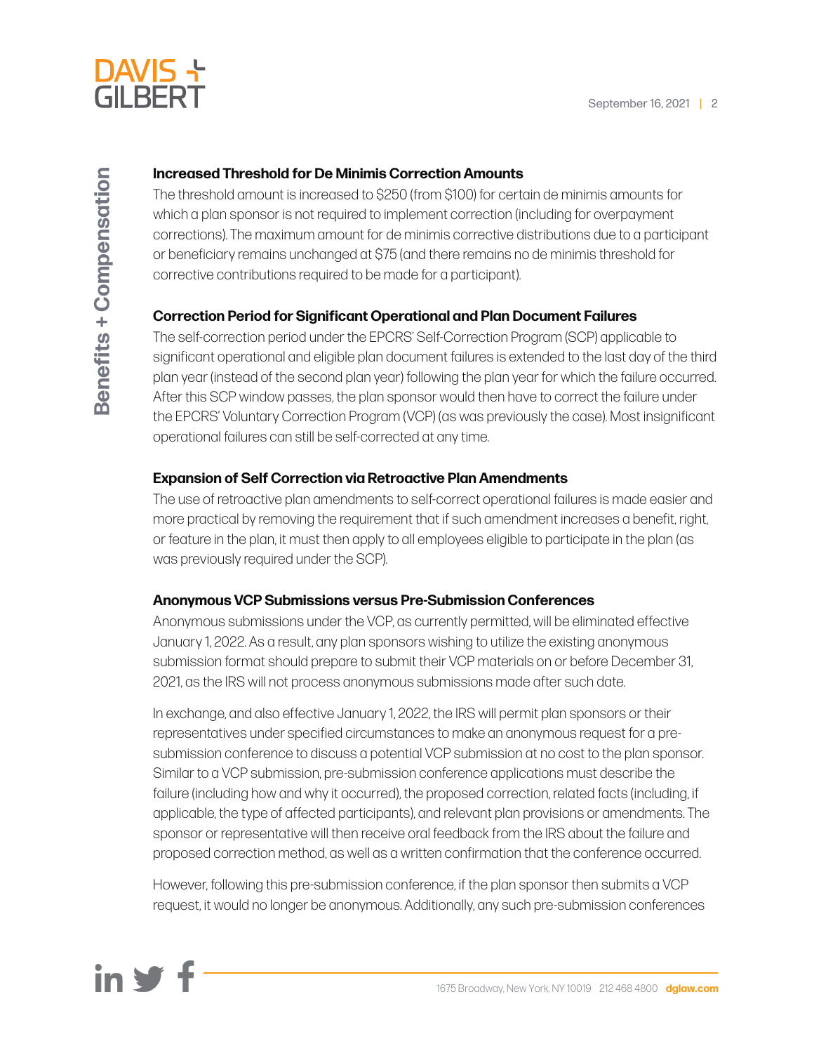### Increased Threshold for De Minimis Correction Amounts

The threshold amount is increased to $250 (from $100) for certain de minimis amounts for which a plan sponsor is not required to implement correction (including for overpayment corrections). The maximum amount for de minimis corrective distributions due to a participant or beneficiary remains unchanged at $75 (and there remains no de minimis threshold for corrective contributions required to be made for a participant).

### Correction Period for Significant Operational and Plan Document Failures

The self-correction period under the EPCRS' Self-Correction Program (SCP) applicable to significant operational and eligible plan document failures is extended to the last day of the third plan year (instead of the second plan year) following the plan year for which the failure occurred. After this SCP window passes, the plan sponsor would then have to correct the failure under the EPCRS' Voluntary Correction Program (VCP) (as was previously the case). Most insignificant operational failures can still be self-corrected at any time.

### Expansion of Self Correction via Retroactive Plan Amendments

The use of retroactive plan amendments to self-correct operational failures is made easier and more practical by removing the requirement that if such amendment increases a benefit, right, or feature in the plan, it must then apply to all employees eligible to participate in the plan (as was previously required under the SCP).

### Anonymous VCP Submissions versus Pre-Submission Conferences

Anonymous submissions under the VCP, as currently permitted, will be eliminated effective January 1, 2022. As a result, any plan sponsors wishing to utilize the existing anonymous submission format should prepare to submit their VCP materials on or before December 31, 2021, as the IRS will not process anonymous submissions made after such date.

In exchange, and also effective January 1, 2022, the IRS will permit plan sponsors or their representatives under specified circumstances to make an anonymous request for a pre-submission conference to discuss a potential VCP submission at no cost to the plan sponsor. Similar to a VCP submission, pre-submission conference applications must describe the failure (including how and why it occurred), the proposed correction, related facts (including, if applicable, the type of affected participants), and relevant plan provisions or amendments. The sponsor or representative will then receive oral feedback from the IRS about the failure and proposed correction method, as well as a written confirmation that the conference occurred.

However, following this pre-submission conference, if the plan sponsor then submits a VCP request, it would no longer be anonymous. Additionally, any such pre-submission conferences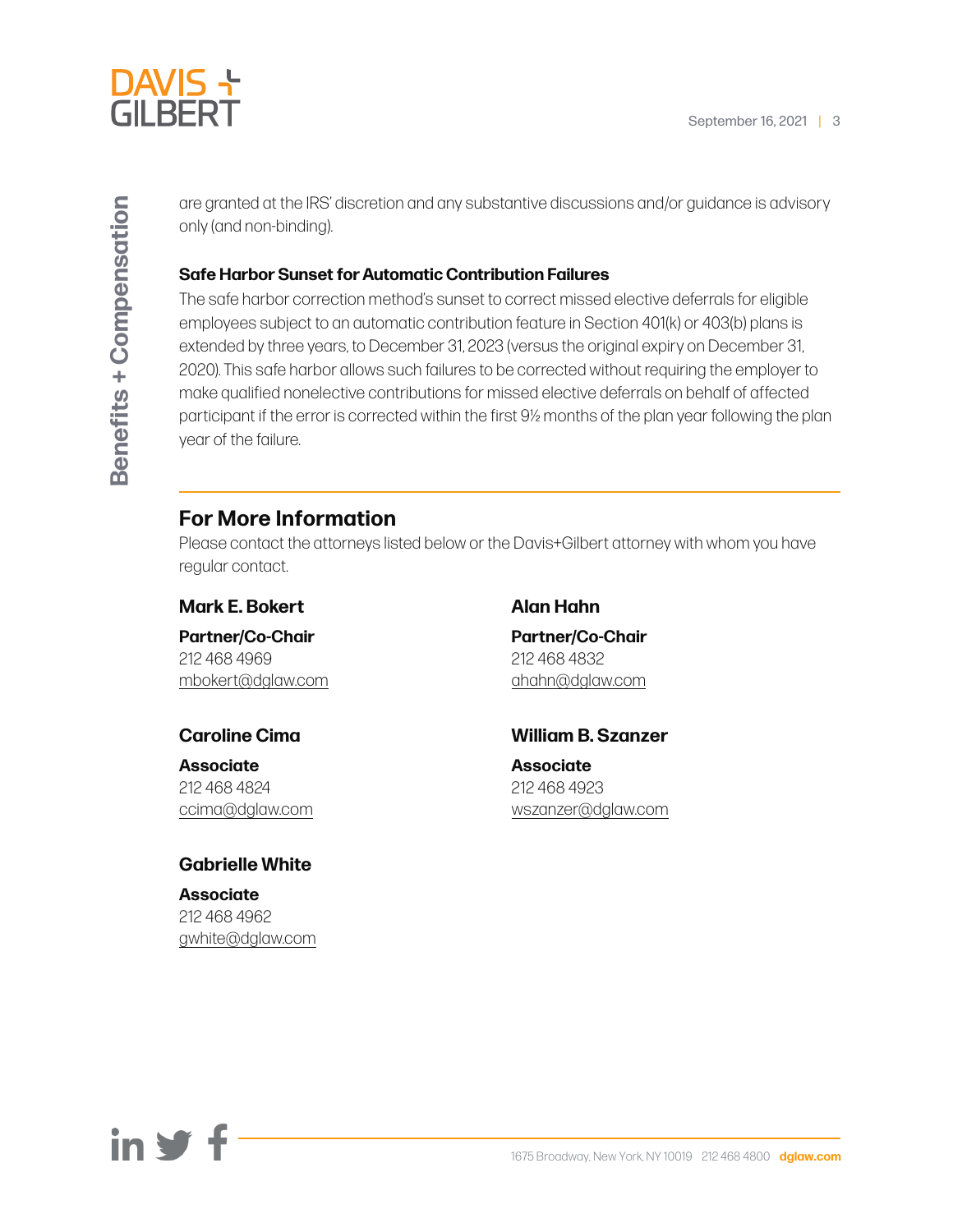are granted at the IRS' discretion and any substantive discussions and/or guidance is advisory only (and non-binding).

**Safe Harbor Sunset for Automatic Contribution Failures**

The safe harbor correction method's sunset to correct missed elective deferrals for eligible employees subject to an automatic contribution feature in Section 401(k) or 403(b) plans is extended by three years, to December 31, 2023 (versus the original expiry on December 31, 2020). This safe harbor allows such failures to be corrected without requiring the employer to make qualified nonelective contributions for missed elective deferrals on behalf of affected participant if the error is corrected within the first 9½ months of the plan year following the plan year of the failure.

## For More Information

Please contact the attorneys listed below or the Davis+Gilbert attorney with whom you have regular contact.

**Mark E. Bokert**

**Partner/Co-Chair**
212 468 4969
mbokert@dglaw.com

**Alan Hahn**

**Partner/Co-Chair**
212 468 4832
ahahn@dglaw.com

**Caroline Cima**

**Associate**
212 468 4824
ccima@dglaw.com

**William B. Szanzer**

**Associate**
212 468 4923
wszanzer@dglaw.com

**Gabrielle White**

**Associate**
212 468 4962
gwhite@dglaw.com